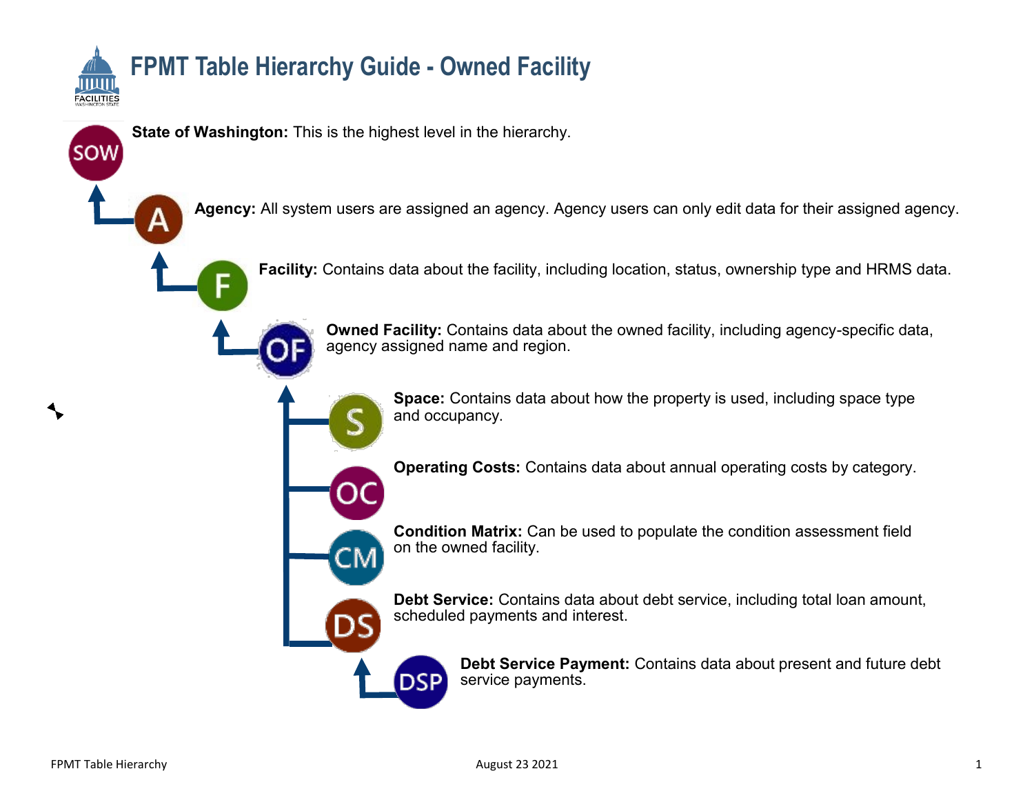# FPMT Table Hierarchy Guide - Owned Facility

SOW **State of Washington:** This is the highest level in the hierarchy.

A **Agency:** All system users are assigned an agency. Agency users can only edit data for their assigned agency.

F **Facility:** Contains data about the facility, including location, status, ownership type and HRMS data.

OF **Owned Facility:** Contains data about the owned facility, including agency-specific data, agency assigned name and region.

S **Space:** Contains data about how the property is used, including space type and occupancy.

OC **Operating Costs:** Contains data about annual operating costs by category.

CM **Condition Matrix:** Can be used to populate the condition assessment field on the owned facility.

DS **Debt Service:** Contains data about debt service, including total loan amount, scheduled payments and interest.

DSP **Debt Service Payment:** Contains data about present and future debt service payments.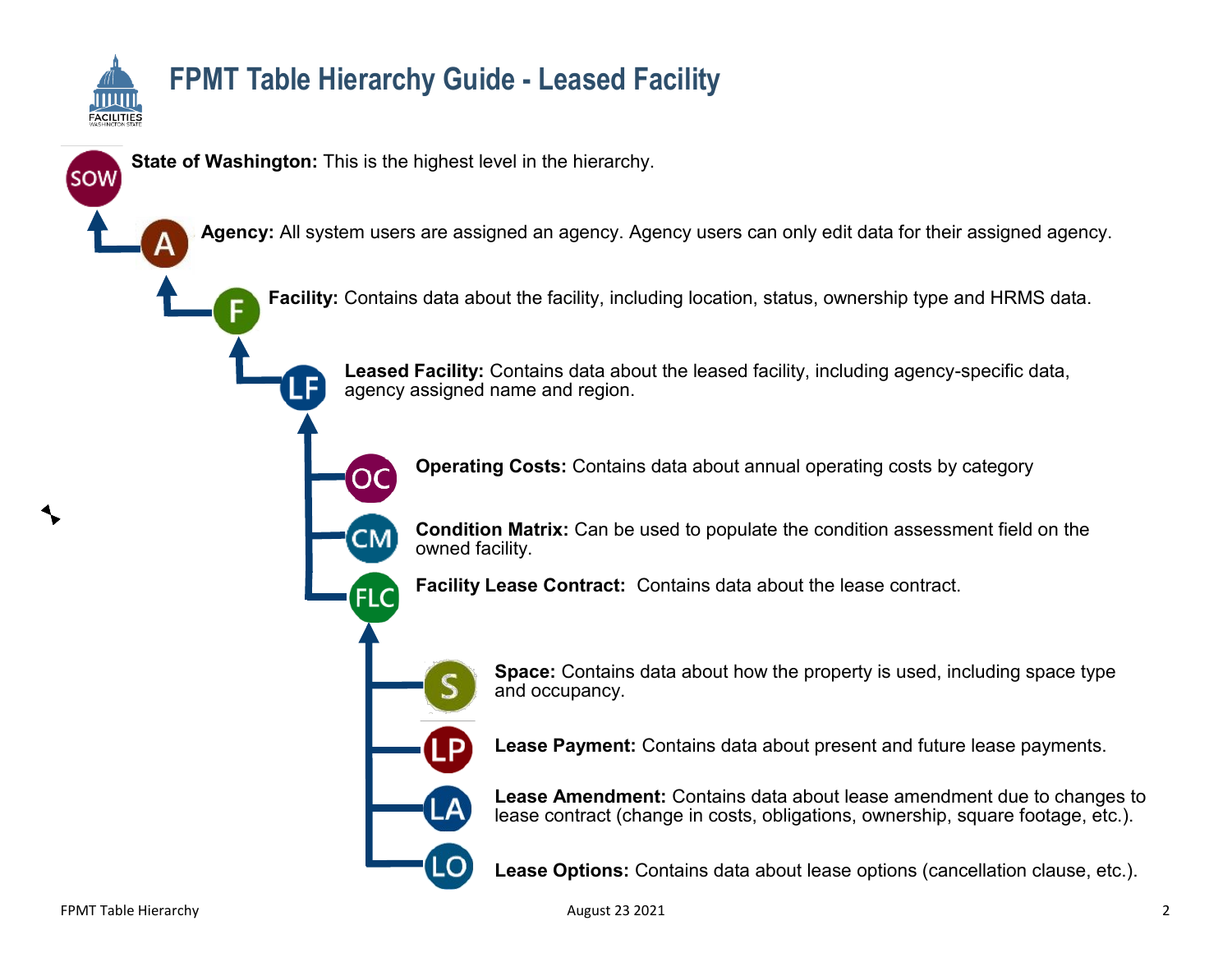# FPMT Table Hierarchy Guide - Leased Facility

**State of Washington:** This is the highest level in the hierarchy.

**Agency:** All system users are assigned an agency. Agency users can only edit data for their assigned agency.

**Facility:** Contains data about the facility, including location, status, ownership type and HRMS data.

**Leased Facility:** Contains data about the leased facility, including agency-specific data, agency assigned name and region.

**Operating Costs:** Contains data about annual operating costs by category

**Condition Matrix:** Can be used to populate the condition assessment field on the owned facility.

**Facility Lease Contract:** Contains data about the lease contract.

**Space:** Contains data about how the property is used, including space type and occupancy.

**Lease Payment:** Contains data about present and future lease payments.

**Lease Amendment:** Contains data about lease amendment due to changes to lease contract (change in costs, obligations, ownership, square footage, etc.).

**Lease Options:** Contains data about lease options (cancellation clause, etc.).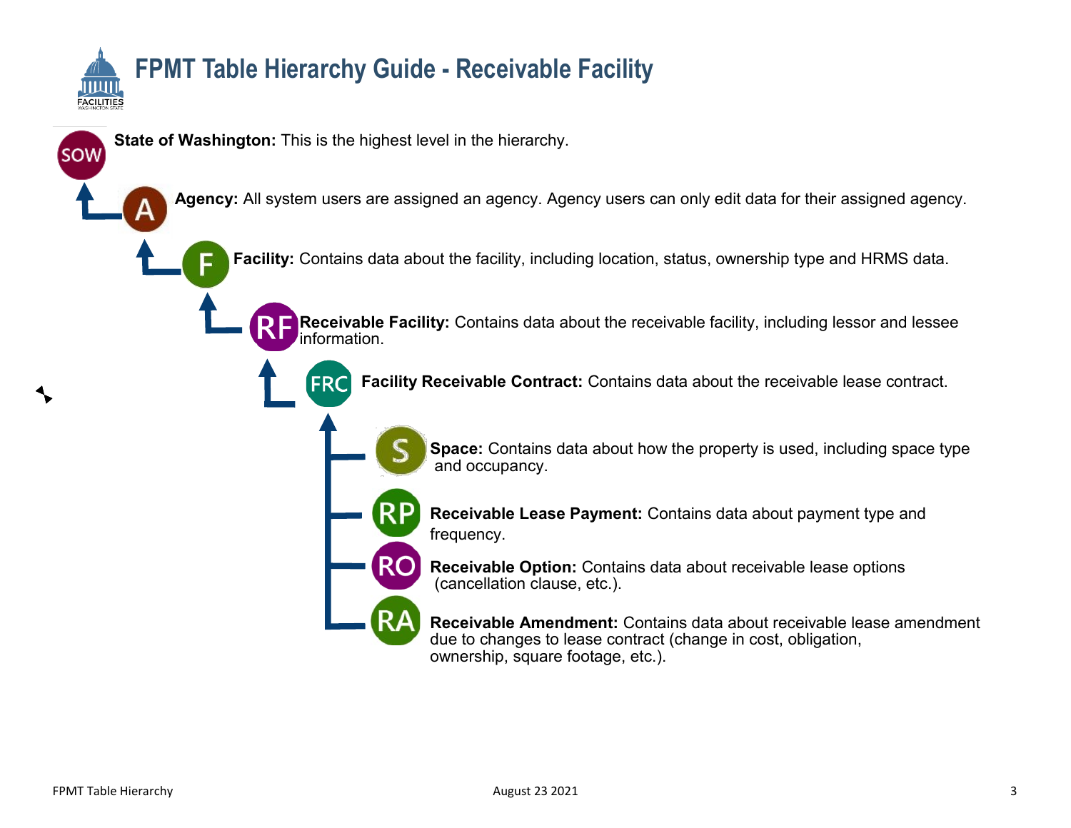# FPMT Table Hierarchy Guide - Receivable Facility

SOW **State of Washington:** This is the highest level in the hierarchy.

A **Agency:** All system users are assigned an agency. Agency users can only edit data for their assigned agency.

F **Facility:** Contains data about the facility, including location, status, ownership type and HRMS data.

RF **Receivable Facility:** Contains data about the receivable facility, including lessor and lessee information.

FRC **Facility Receivable Contract:** Contains data about the receivable lease contract.

S **Space:** Contains data about how the property is used, including space type and occupancy.

RP **Receivable Lease Payment:** Contains data about payment type and frequency.

RO **Receivable Option:** Contains data about receivable lease options (cancellation clause, etc.).

RA **Receivable Amendment:** Contains data about receivable lease amendment due to changes to lease contract (change in cost, obligation, ownership, square footage, etc.).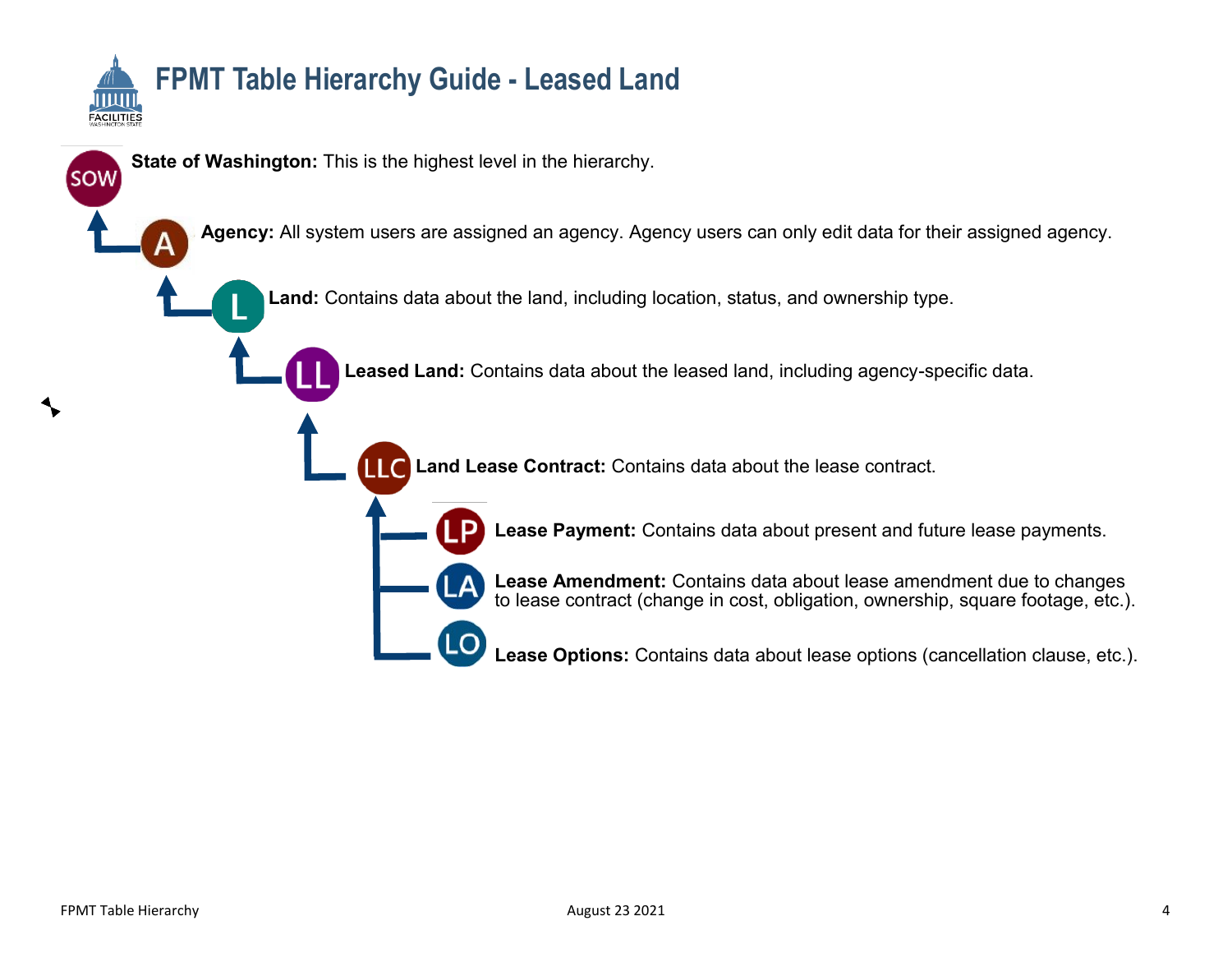# FPMT Table Hierarchy Guide - Leased Land

- **State of Washington:** This is the highest level in the hierarchy.
  - **Agency:** All system users are assigned an agency. Agency users can only edit data for their assigned agency.
    - **Land:** Contains data about the land, including location, status, and ownership type.
      - **Leased Land:** Contains data about the leased land, including agency-specific data.
        - **Land Lease Contract:** Contains data about the lease contract.
          - **Lease Payment:** Contains data about present and future lease payments.
          - **Lease Amendment:** Contains data about lease amendment due to changes to lease contract (change in cost, obligation, ownership, square footage, etc.).
          - **Lease Options:** Contains data about lease options (cancellation clause, etc.).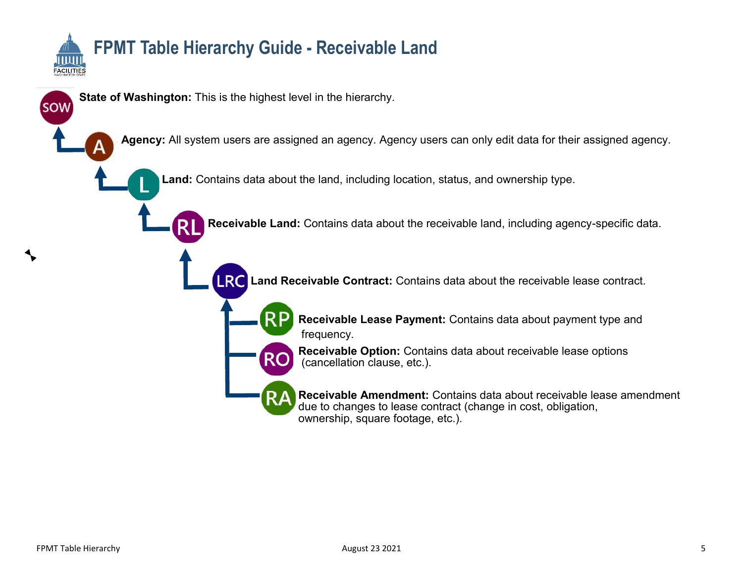# FPMT Table Hierarchy Guide - Receivable Land

- **SOW** — **State of Washington:** This is the highest level in the hierarchy.
  - **A** — **Agency:** All system users are assigned an agency. Agency users can only edit data for their assigned agency.
    - **L** — **Land:** Contains data about the land, including location, status, and ownership type.
      - **RL** — **Receivable Land:** Contains data about the receivable land, including agency-specific data.
        - **LRC** — **Land Receivable Contract:** Contains data about the receivable lease contract.
          - **RP** — **Receivable Lease Payment:** Contains data about payment type and frequency.
          - **RO** — **Receivable Option:** Contains data about receivable lease options (cancellation clause, etc.).
          - **RA** — **Receivable Amendment:** Contains data about receivable lease amendment due to changes to lease contract (change in cost, obligation, ownership, square footage, etc.).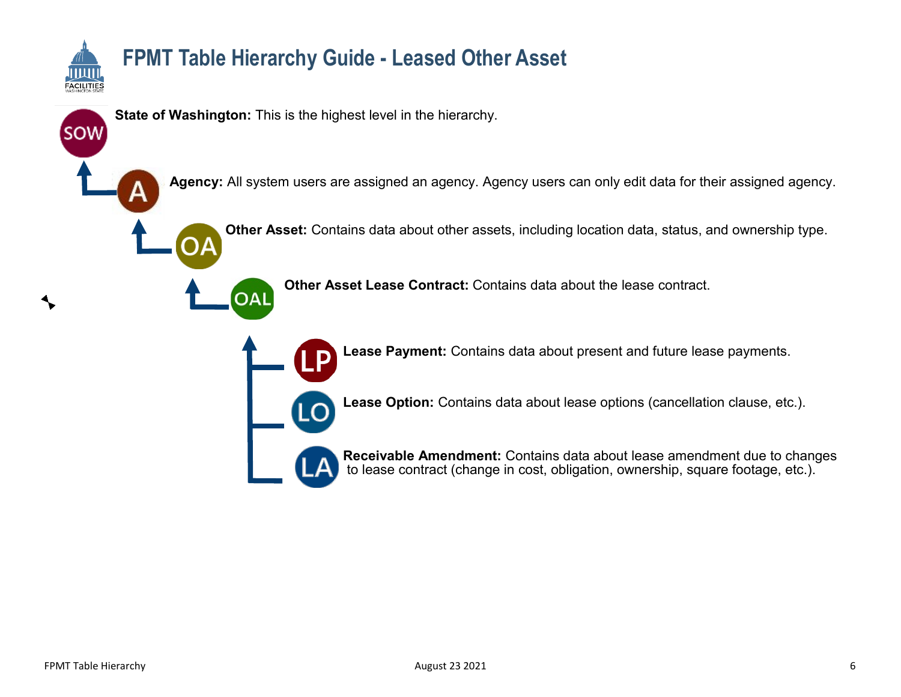# FPMT Table Hierarchy Guide - Leased Other Asset

**State of Washington:** This is the highest level in the hierarchy.

**Agency:** All system users are assigned an agency. Agency users can only edit data for their assigned agency.

**Other Asset:** Contains data about other assets, including location data, status, and ownership type.

**Other Asset Lease Contract:** Contains data about the lease contract.

**Lease Payment:** Contains data about present and future lease payments.

**Lease Option:** Contains data about lease options (cancellation clause, etc.).

**Receivable Amendment:** Contains data about lease amendment due to changes to lease contract (change in cost, obligation, ownership, square footage, etc.).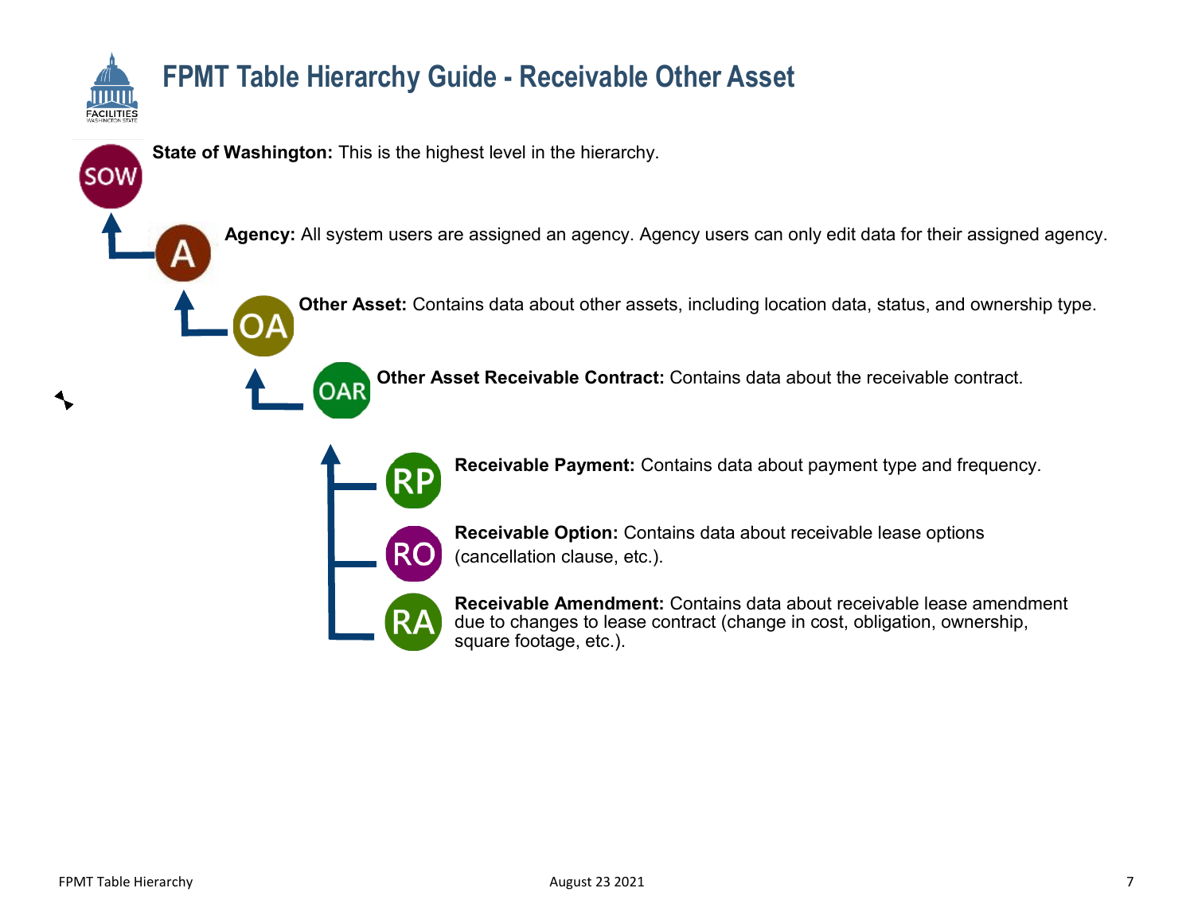# FPMT Table Hierarchy Guide - Receivable Other Asset

SOW **State of Washington:** This is the highest level in the hierarchy.

A **Agency:** All system users are assigned an agency. Agency users can only edit data for their assigned agency.

OA **Other Asset:** Contains data about other assets, including location data, status, and ownership type.

OAR **Other Asset Receivable Contract:** Contains data about the receivable contract.

RP **Receivable Payment:** Contains data about payment type and frequency.

RO **Receivable Option:** Contains data about receivable lease options (cancellation clause, etc.).

RA **Receivable Amendment:** Contains data about receivable lease amendment due to changes to lease contract (change in cost, obligation, ownership, square footage, etc.).